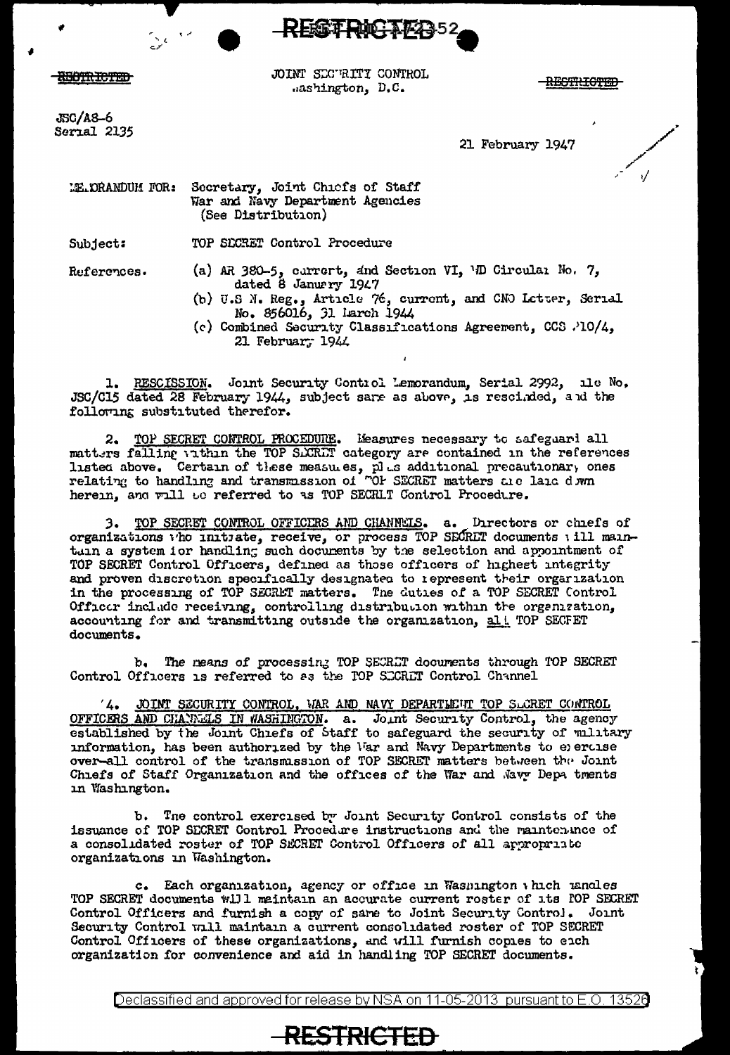RESTRICTED

RESTRICTED

JOINT SECURITY CONTROL
Washington, D.C.

RESTRICTED

JSC/A8-6
Serial 2135

21 February 1947

MEMORANDUM FOR: Secretary, Joint Chiefs of Staff
War and Navy Department Agencies
(See Distribution)

Subject: TOP SECRET Control Procedure

References.
(a) AR 380-5, current, and Section VI, WD Circular No. 7, dated 8 January 1947
(b) U.S N. Reg., Article 76, current, and CNO Letter, Serial No. 856016, 31 March 1944
(c) Combined Security Classifications Agreement, CCS 210/4, 21 February 1944

1. RESCISSION. Joint Security Control Memorandum, Serial 2992, File No. JSC/C15 dated 28 February 1944, subject same as above, is rescinded, and the following substituted therefor.

2. TOP SECRET CONTROL PROCEDURE. Measures necessary to safeguard all matters falling within the TOP SECRET category are contained in the references listed above. Certain of these measures, plus additional precautionary ones relating to handling and transmission of TOP SECRET matters are laid down herein, and will be referred to as TOP SECRET Control Procedure.

3. TOP SECRET CONTROL OFFICERS AND CHANNELS. a. Directors or chiefs of organizations who initiate, receive, or process TOP SECRET documents will maintain a system for handling such documents by the selection and appointment of TOP SECRET Control Officers, defined as those officers of highest integrity and proven discretion specifically designated to represent their organization in the processing of TOP SECRET matters. The duties of a TOP SECRET Control Officer include receiving, controlling distribution within the organization, accounting for and transmitting outside the organization, all TOP SECRET documents.

b. The means of processing TOP SECRET documents through TOP SECRET Control Officers is referred to as the TOP SECRET Control Channel

4. JOINT SECURITY CONTROL, WAR AND NAVY DEPARTMENT TOP SECRET CONTROL OFFICERS AND CHANNELS IN WASHINGTON. a. Joint Security Control, the agency established by the Joint Chiefs of Staff to safeguard the security of military information, has been authorized by the War and Navy Departments to exercise over-all control of the transmission of TOP SECRET matters between the Joint Chiefs of Staff Organization and the offices of the War and Navy Departments in Washington.

b. The control exercised by Joint Security Control consists of the issuance of TOP SECRET Control Procedure instructions and the maintenance of a consolidated roster of TOP SECRET Control Officers of all appropriate organizations in Washington.

c. Each organization, agency or office in Washington which handles TOP SECRET documents will maintain an accurate current roster of its TOP SECRET Control Officers and furnish a copy of same to Joint Security Control. Joint Security Control will maintain a current consolidated roster of TOP SECRET Control Officers of these organizations, and will furnish copies to each organization for convenience and aid in handling TOP SECRET documents.

Declassified and approved for release by NSA on 11-05-2013 pursuant to E.O. 13526

RESTRICTED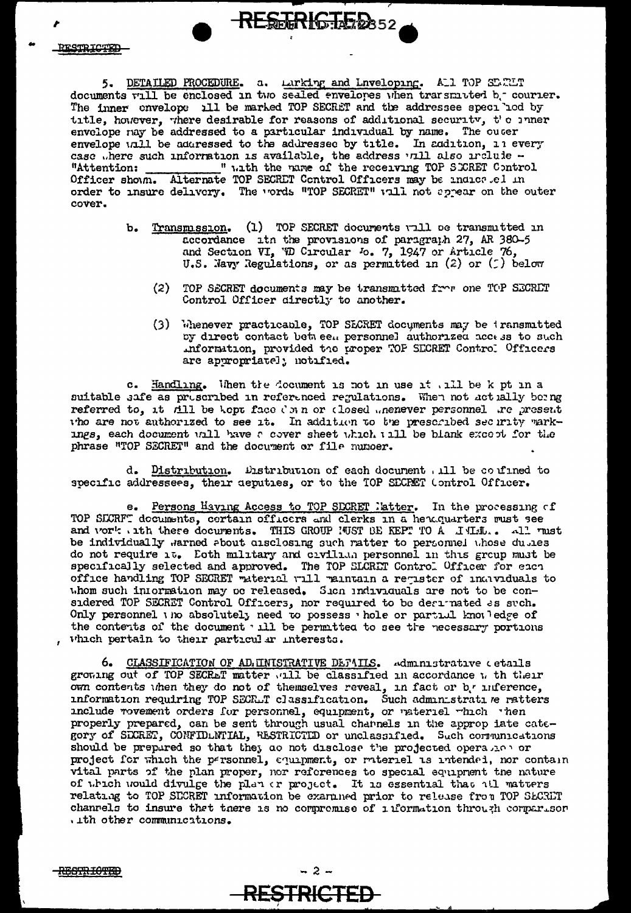5. DETAILED PROCEDURE. a. Marking and Enveloping. All TOP SECRET documents will be enclosed in two sealed envelopes when transmitted by courier. The inner envelope will be marked TOP SECRET and the addressee specified by title, however, where desirable for reasons of additional security, the inner envelope may be addressed to a particular individual by name. The outer envelope will be addressed to the addressee by title. In addition, in every case where such information is available, the address will also include – "Attention: ____________" with the name of the receiving TOP SECRET Control Officer shown. Alternate TOP SECRET Control Officers may be indicated in order to insure delivery. The words "TOP SECRET" will not appear on the outer cover.

b. Transmission. (1) TOP SECRET documents will be transmitted in accordance with the provisions of paragraph 27, AR 380-5 and Section VI, WD Circular No. 7, 1947 or Article 76, U.S. Navy Regulations, or as permitted in (2) or (3) below

(2) TOP SECRET documents may be transmitted from one TOP SECRET Control Officer directly to another.

(3) Whenever practicable, TOP SECRET documents may be transmitted by direct contact between personnel authorized access to such information, provided the proper TOP SECRET Control Officers are appropriately notified.

c. Handling. When the document is not in use it will be kept in a suitable safe as prescribed in referenced regulations. When not actually being referred to, it will be kept face down or closed whenever personnel are present who are not authorized to see it. In addition to the prescribed security markings, each document will have a cover sheet which will be blank except for the phrase "TOP SECRET" and the document or file number.

d. Distribution. Distribution of each document will be confined to specific addressees, their deputies, or to the TOP SECRET Control Officer.

e. Persons Having Access to TOP SECRET Matter. In the processing of TOP SECRET documents, certain officers and clerks in a headquarters must see and work with these documents. THIS GROUP MUST BE KEPT TO A MINIMUM. All must be individually warned about disclosing such matter to personnel whose duties do not require it. Both military and civilian personnel in this group must be specifically selected and approved. The TOP SECRET Control Officer for each office handling TOP SECRET material will maintain a register of individuals to whom such information may be released. Such individuals are not to be considered TOP SECRET Control Officers, nor required to be designated as such. Only personnel who absolutely need to possess whole or partial knowledge of the contents of the document will be permitted to see the necessary portions which pertain to their particular interests.

6. CLASSIFICATION OF ADMINISTRATIVE DETAILS. Administrative details growing out of TOP SECRET matter will be classified in accordance with their own contents when they do not of themselves reveal, in fact or by inference, information requiring TOP SECRET classification. Such administrative matters include movement orders for personnel, equipment, or materiel which when properly prepared, can be sent through usual channels in the appropriate category of SECRET, CONFIDENTIAL, RESTRICTED or unclassified. Such communications should be prepared so that they do not disclose the projected operation or project for which the personnel, equipment, or materiel is intended, nor contain vital parts of the plan proper, nor references to special equipment the nature of which would divulge the plan or project. It is essential that all matters relating to TOP SECRET information be examined prior to release from TOP SECRET channels to insure that there is no compromise of information through comparison with other communications.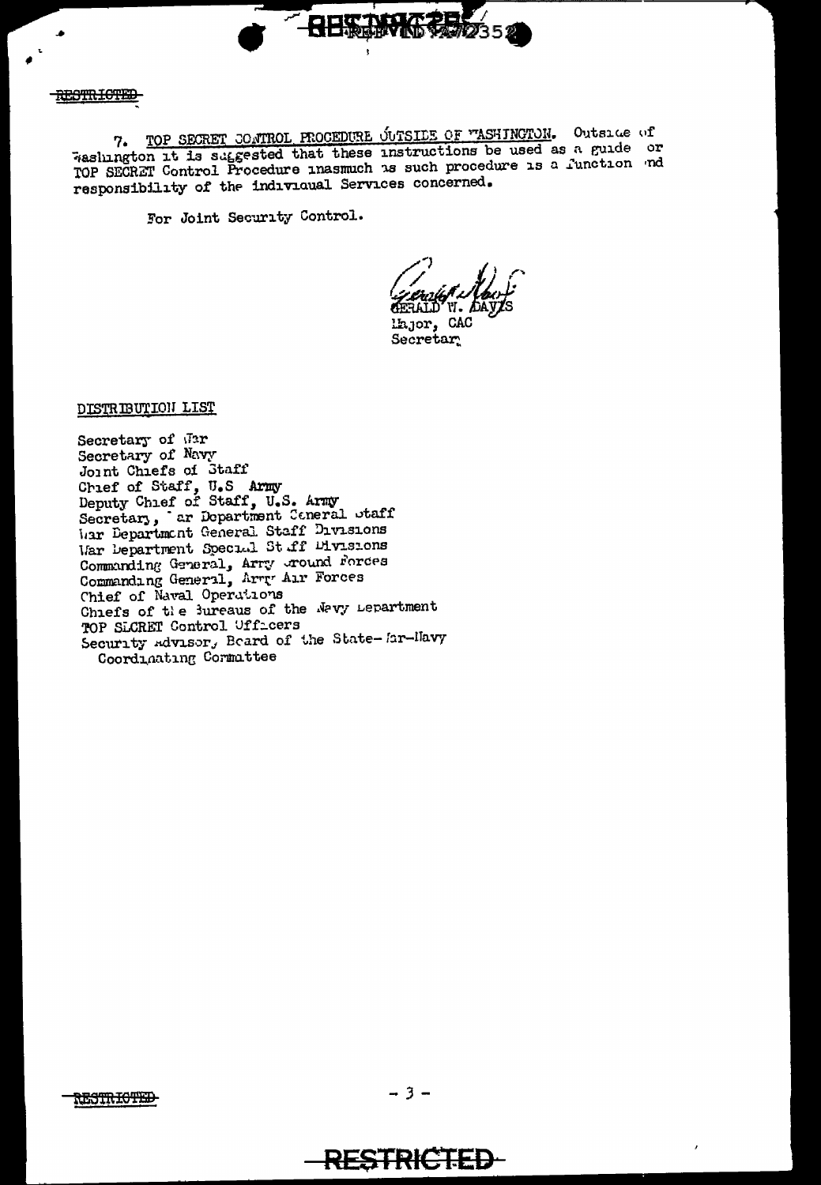RESTRICTED

7. TOP SECRET CONTROL PROCEDURE OUTSIDE OF WASHINGTON. Outside of Washington it is suggested that these instructions be used as a guide for TOP SECRET Control Procedure inasmuch as such procedure is a function and responsibility of the individual Services concerned.

For Joint Security Control.

GERALD W. DAVIS
Major, CAC
Secretary

DISTRIBUTION LIST

Secretary of War
Secretary of Navy
Joint Chiefs of Staff
Chief of Staff, U.S Army
Deputy Chief of Staff, U.S. Army
Secretary, War Department General Staff
War Department General Staff Divisions
War Department Special Staff Divisions
Commanding General, Army Ground Forces
Commanding General, Army Air Forces
Chief of Naval Operations
Chiefs of the Bureaus of the Navy Department
TOP SECRET Control Officers
Security Advisory Board of the State-War-Navy Coordinating Committee

RESTRICTED

RESTRICTED